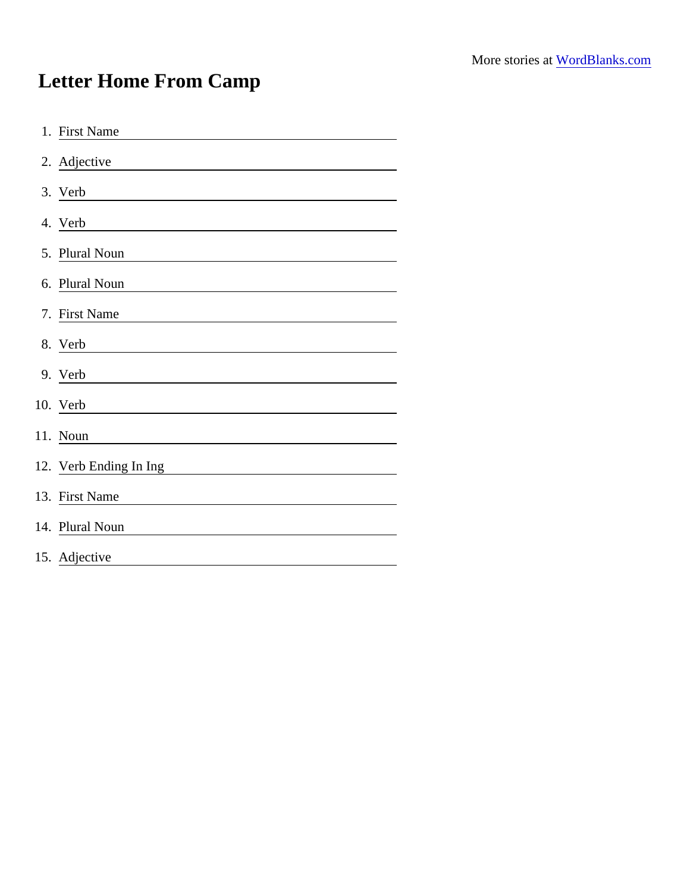More stories at [WordBlanks.com](https://www.wordblanks.com)

# Letter Home From Camp

1. First Name \_\_\_\_\_\_\_\_\_\_\_\_\_\_\_\_
2. Adjective \_\_\_\_\_\_\_\_\_\_\_\_\_\_\_\_
3. Verb \_\_\_\_\_\_\_\_\_\_\_\_\_\_\_\_
4. Verb \_\_\_\_\_\_\_\_\_\_\_\_\_\_\_\_
5. Plural Noun \_\_\_\_\_\_\_\_\_\_\_\_\_\_\_\_
6. Plural Noun \_\_\_\_\_\_\_\_\_\_\_\_\_\_\_\_
7. First Name \_\_\_\_\_\_\_\_\_\_\_\_\_\_\_\_
8. Verb \_\_\_\_\_\_\_\_\_\_\_\_\_\_\_\_
9. Verb \_\_\_\_\_\_\_\_\_\_\_\_\_\_\_\_
10. Verb \_\_\_\_\_\_\_\_\_\_\_\_\_\_\_\_
11. Noun \_\_\_\_\_\_\_\_\_\_\_\_\_\_\_\_
12. Verb Ending In Ing \_\_\_\_\_\_\_\_\_\_\_\_\_\_\_\_
13. First Name \_\_\_\_\_\_\_\_\_\_\_\_\_\_\_\_
14. Plural Noun \_\_\_\_\_\_\_\_\_\_\_\_\_\_\_\_
15. Adjective \_\_\_\_\_\_\_\_\_\_\_\_\_\_\_\_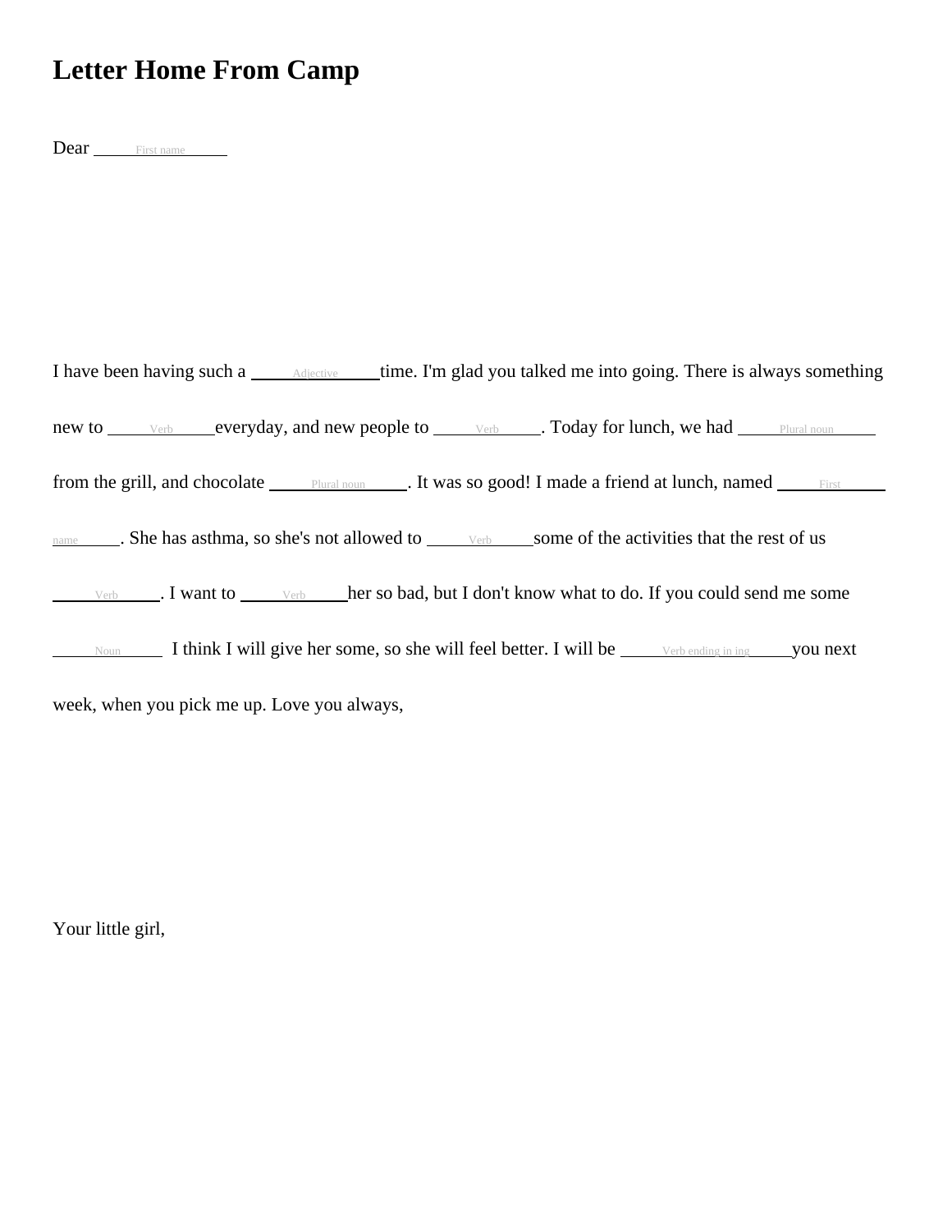# Letter Home From Camp

Dear ______First name______

I have been having such a ______Adjective______ time. I'm glad you talked me into going. There is always something new to ______Verb______ everyday, and new people to ______Verb______. Today for lunch, we had ______Plural noun______ from the grill, and chocolate ______Plural noun______. It was so good! I made a friend at lunch, named ______First name______. She has asthma, so she's not allowed to ______Verb______ some of the activities that the rest of us ______Verb______. I want to ______Verb______ her so bad, but I don't know what to do. If you could send me some ______Noun______ I think I will give her some, so she will feel better. I will be ______Verb ending in ing______ you next week, when you pick me up. Love you always,

Your little girl,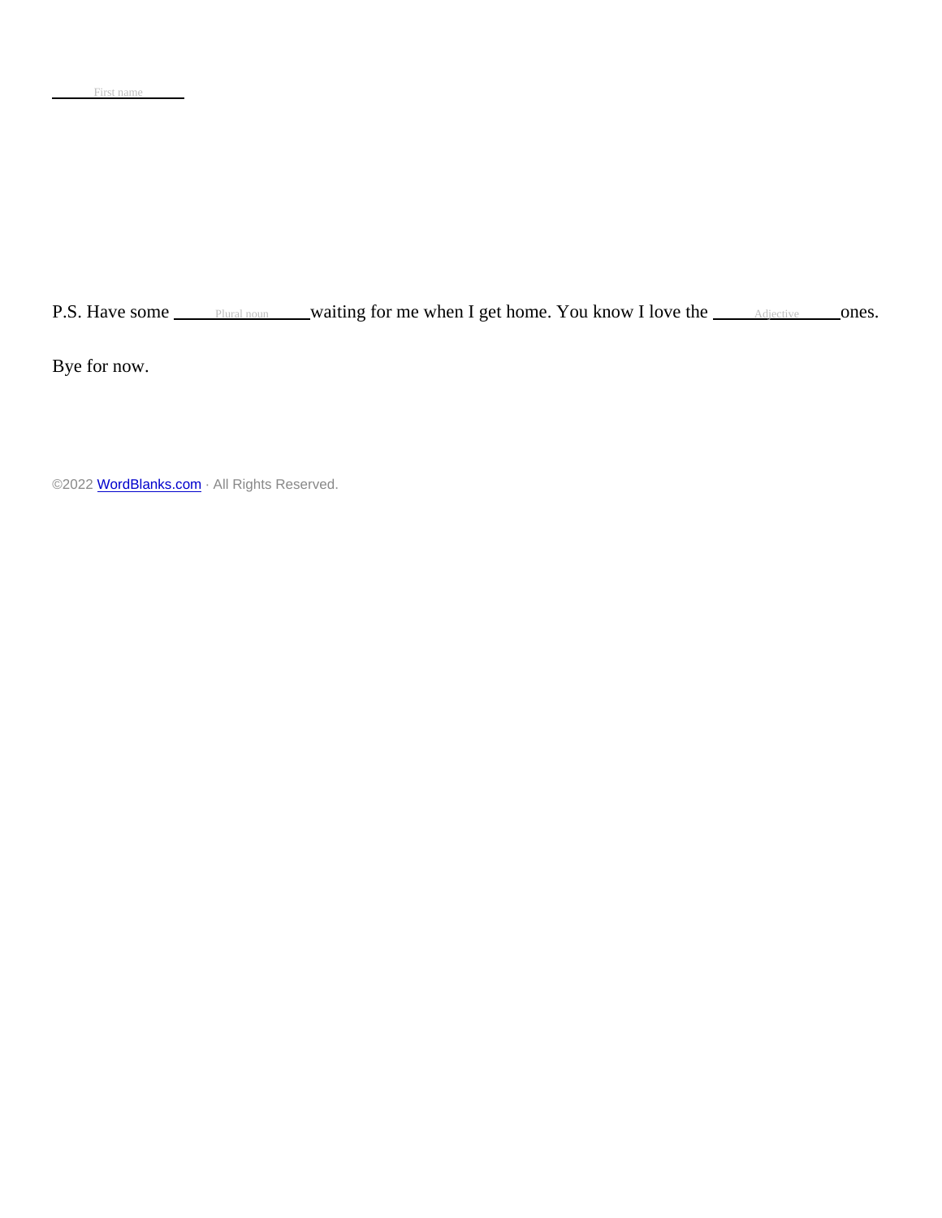_____First name_____

P.S. Have some _____Plural noun_____ waiting for me when I get home. You know I love the _____Adjective_____ ones.

Bye for now.

©2022 WordBlanks.com · All Rights Reserved.